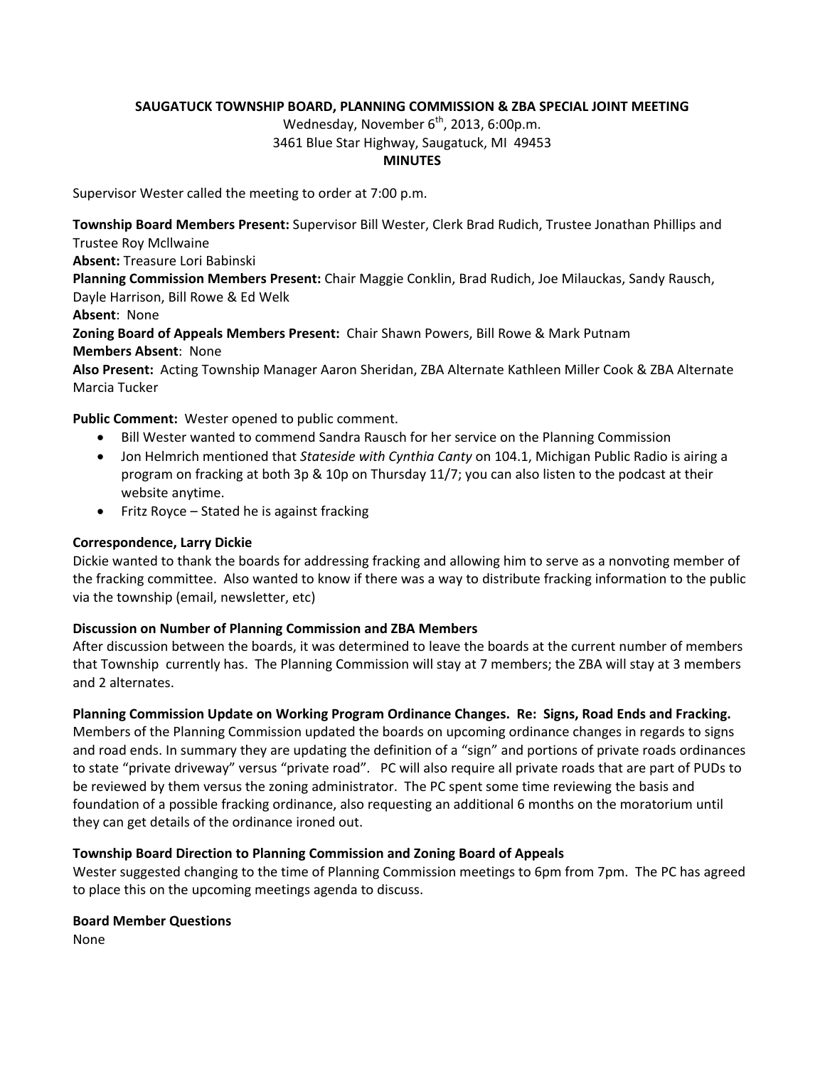**SAUGATUCK TOWNSHIP BOARD, PLANNING COMMISSION & ZBA SPECIAL JOINT MEETING**
Wednesday, November 6th, 2013, 6:00p.m.
3461 Blue Star Highway, Saugatuck, MI 49453
**MINUTES**

Supervisor Wester called the meeting to order at 7:00 p.m.

**Township Board Members Present:** Supervisor Bill Wester, Clerk Brad Rudich, Trustee Jonathan Phillips and Trustee Roy McIlwaine
**Absent:** Treasure Lori Babinski
**Planning Commission Members Present:** Chair Maggie Conklin, Brad Rudich, Joe Milauckas, Sandy Rausch, Dayle Harrison, Bill Rowe & Ed Welk
**Absent**: None
**Zoning Board of Appeals Members Present:** Chair Shawn Powers, Bill Rowe & Mark Putnam
**Members Absent**: None
**Also Present:** Acting Township Manager Aaron Sheridan, ZBA Alternate Kathleen Miller Cook & ZBA Alternate Marcia Tucker

**Public Comment:** Wester opened to public comment.

- Bill Wester wanted to commend Sandra Rausch for her service on the Planning Commission
- Jon Helmrich mentioned that *Stateside with Cynthia Canty* on 104.1, Michigan Public Radio is airing a program on fracking at both 3p & 10p on Thursday 11/7; you can also listen to the podcast at their website anytime.
- Fritz Royce – Stated he is against fracking

**Correspondence, Larry Dickie**
Dickie wanted to thank the boards for addressing fracking and allowing him to serve as a nonvoting member of the fracking committee. Also wanted to know if there was a way to distribute fracking information to the public via the township (email, newsletter, etc)

**Discussion on Number of Planning Commission and ZBA Members**
After discussion between the boards, it was determined to leave the boards at the current number of members that Township currently has. The Planning Commission will stay at 7 members; the ZBA will stay at 3 members and 2 alternates.

**Planning Commission Update on Working Program Ordinance Changes. Re: Signs, Road Ends and Fracking.**
Members of the Planning Commission updated the boards on upcoming ordinance changes in regards to signs and road ends. In summary they are updating the definition of a "sign" and portions of private roads ordinances to state "private driveway" versus "private road". PC will also require all private roads that are part of PUDs to be reviewed by them versus the zoning administrator. The PC spent some time reviewing the basis and foundation of a possible fracking ordinance, also requesting an additional 6 months on the moratorium until they can get details of the ordinance ironed out.

**Township Board Direction to Planning Commission and Zoning Board of Appeals**
Wester suggested changing to the time of Planning Commission meetings to 6pm from 7pm. The PC has agreed to place this on the upcoming meetings agenda to discuss.

**Board Member Questions**
None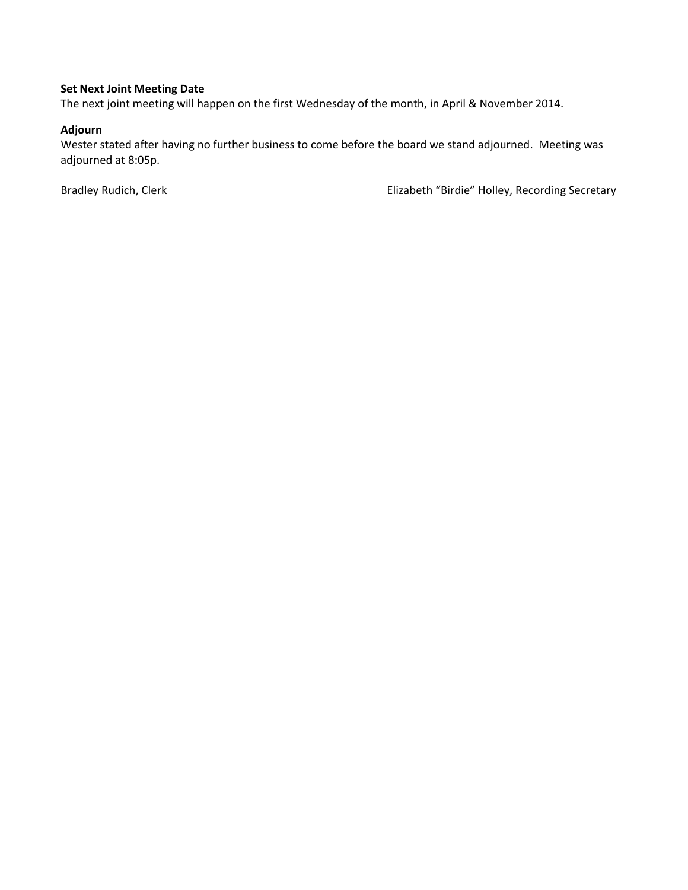**Set Next Joint Meeting Date**

The next joint meeting will happen on the first Wednesday of the month, in April & November 2014.

**Adjourn**

Wester stated after having no further business to come before the board we stand adjourned. Meeting was adjourned at 8:05p.

Bradley Rudich, Clerk

Elizabeth "Birdie" Holley, Recording Secretary